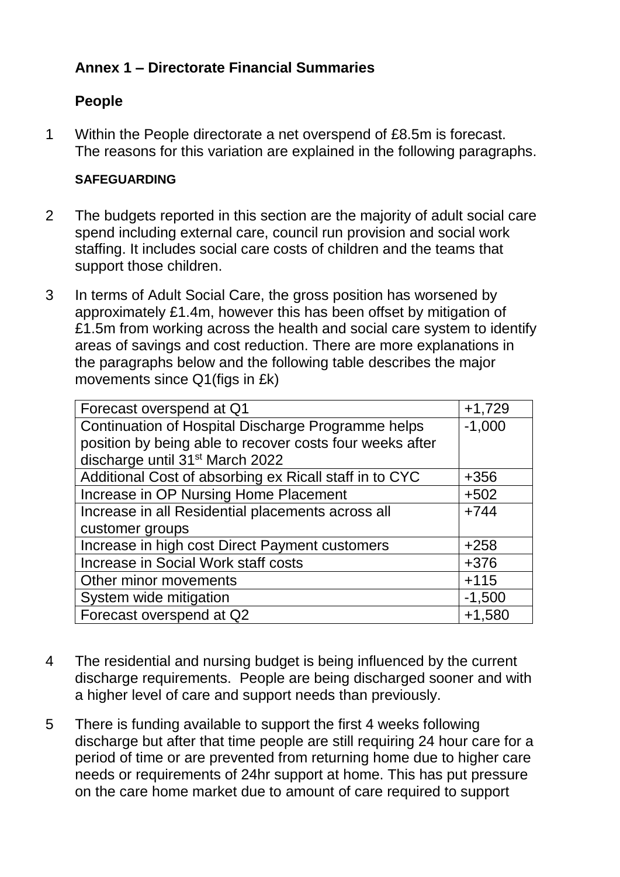## Annex 1 – Directorate Financial Summaries

### People

1 Within the People directorate a net overspend of £8.5m is forecast. The reasons for this variation are explained in the following paragraphs.

**SAFEGUARDING**

2 The budgets reported in this section are the majority of adult social care spend including external care, council run provision and social work staffing. It includes social care costs of children and the teams that support those children.

3 In terms of Adult Social Care, the gross position has worsened by approximately £1.4m, however this has been offset by mitigation of £1.5m from working across the health and social care system to identify areas of savings and cost reduction. There are more explanations in the paragraphs below and the following table describes the major movements since Q1(figs in £k)

| | |
|---|---|
| Forecast overspend at Q1 | +1,729 |
| Continuation of Hospital Discharge Programme helps position by being able to recover costs four weeks after discharge until 31st March 2022 | -1,000 |
| Additional Cost of absorbing ex Ricall staff in to CYC | +356 |
| Increase in OP Nursing Home Placement | +502 |
| Increase in all Residential placements across all customer groups | +744 |
| Increase in high cost Direct Payment customers | +258 |
| Increase in Social Work staff costs | +376 |
| Other minor movements | +115 |
| System wide mitigation | -1,500 |
| Forecast overspend at Q2 | +1,580 |

4 The residential and nursing budget is being influenced by the current discharge requirements. People are being discharged sooner and with a higher level of care and support needs than previously.

5 There is funding available to support the first 4 weeks following discharge but after that time people are still requiring 24 hour care for a period of time or are prevented from returning home due to higher care needs or requirements of 24hr support at home. This has put pressure on the care home market due to amount of care required to support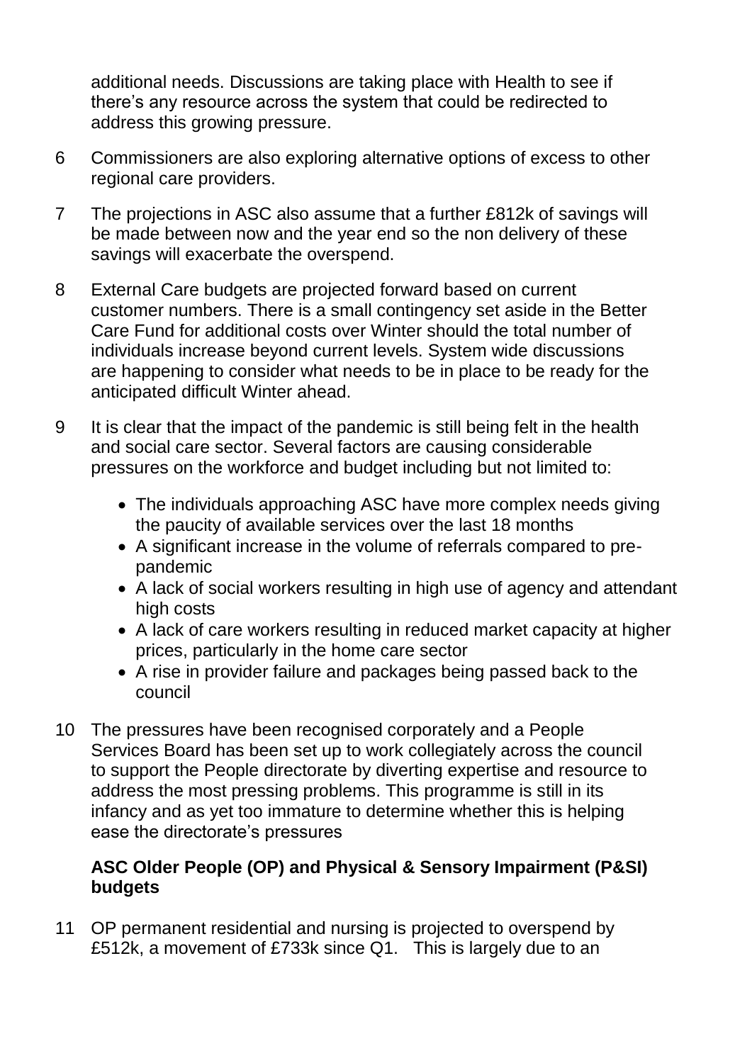additional needs. Discussions are taking place with Health to see if there's any resource across the system that could be redirected to address this growing pressure.

6 Commissioners are also exploring alternative options of excess to other regional care providers.

7 The projections in ASC also assume that a further £812k of savings will be made between now and the year end so the non delivery of these savings will exacerbate the overspend.

8 External Care budgets are projected forward based on current customer numbers. There is a small contingency set aside in the Better Care Fund for additional costs over Winter should the total number of individuals increase beyond current levels. System wide discussions are happening to consider what needs to be in place to be ready for the anticipated difficult Winter ahead.

9 It is clear that the impact of the pandemic is still being felt in the health and social care sector. Several factors are causing considerable pressures on the workforce and budget including but not limited to:

- The individuals approaching ASC have more complex needs giving the paucity of available services over the last 18 months
- A significant increase in the volume of referrals compared to pre-pandemic
- A lack of social workers resulting in high use of agency and attendant high costs
- A lack of care workers resulting in reduced market capacity at higher prices, particularly in the home care sector
- A rise in provider failure and packages being passed back to the council

10 The pressures have been recognised corporately and a People Services Board has been set up to work collegiately across the council to support the People directorate by diverting expertise and resource to address the most pressing problems. This programme is still in its infancy and as yet too immature to determine whether this is helping ease the directorate's pressures

**ASC Older People (OP) and Physical & Sensory Impairment (P&SI) budgets**

11 OP permanent residential and nursing is projected to overspend by £512k, a movement of £733k since Q1. This is largely due to an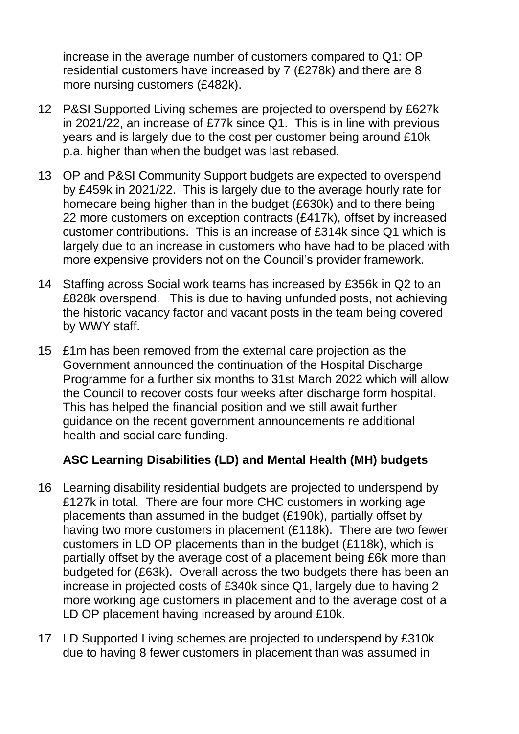increase in the average number of customers compared to Q1: OP residential customers have increased by 7 (£278k) and there are 8 more nursing customers (£482k).

12 P&SI Supported Living schemes are projected to overspend by £627k in 2021/22, an increase of £77k since Q1. This is in line with previous years and is largely due to the cost per customer being around £10k p.a. higher than when the budget was last rebased.

13 OP and P&SI Community Support budgets are expected to overspend by £459k in 2021/22. This is largely due to the average hourly rate for homecare being higher than in the budget (£630k) and to there being 22 more customers on exception contracts (£417k), offset by increased customer contributions. This is an increase of £314k since Q1 which is largely due to an increase in customers who have had to be placed with more expensive providers not on the Council's provider framework.

14 Staffing across Social work teams has increased by £356k in Q2 to an £828k overspend. This is due to having unfunded posts, not achieving the historic vacancy factor and vacant posts in the team being covered by WWY staff.

15 £1m has been removed from the external care projection as the Government announced the continuation of the Hospital Discharge Programme for a further six months to 31st March 2022 which will allow the Council to recover costs four weeks after discharge form hospital. This has helped the financial position and we still await further guidance on the recent government announcements re additional health and social care funding.

**ASC Learning Disabilities (LD) and Mental Health (MH) budgets**

16 Learning disability residential budgets are projected to underspend by £127k in total. There are four more CHC customers in working age placements than assumed in the budget (£190k), partially offset by having two more customers in placement (£118k). There are two fewer customers in LD OP placements than in the budget (£118k), which is partially offset by the average cost of a placement being £6k more than budgeted for (£63k). Overall across the two budgets there has been an increase in projected costs of £340k since Q1, largely due to having 2 more working age customers in placement and to the average cost of a LD OP placement having increased by around £10k.

17 LD Supported Living schemes are projected to underspend by £310k due to having 8 fewer customers in placement than was assumed in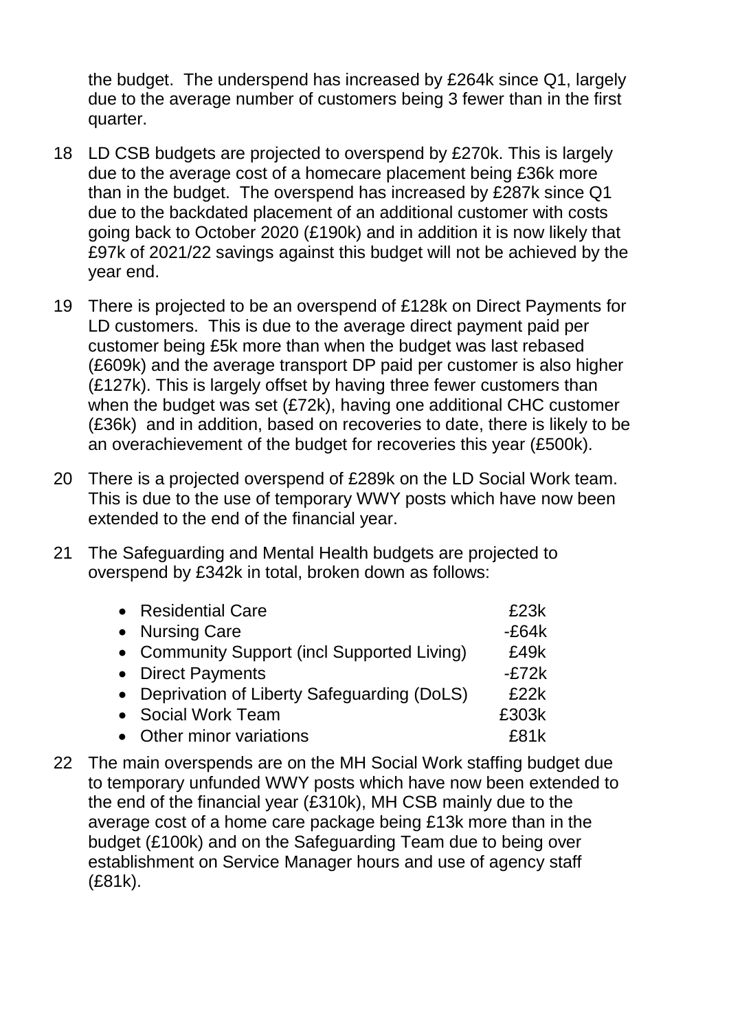the budget. The underspend has increased by £264k since Q1, largely due to the average number of customers being 3 fewer than in the first quarter.

18 LD CSB budgets are projected to overspend by £270k. This is largely due to the average cost of a homecare placement being £36k more than in the budget. The overspend has increased by £287k since Q1 due to the backdated placement of an additional customer with costs going back to October 2020 (£190k) and in addition it is now likely that £97k of 2021/22 savings against this budget will not be achieved by the year end.

19 There is projected to be an overspend of £128k on Direct Payments for LD customers. This is due to the average direct payment paid per customer being £5k more than when the budget was last rebased (£609k) and the average transport DP paid per customer is also higher (£127k). This is largely offset by having three fewer customers than when the budget was set (£72k), having one additional CHC customer (£36k) and in addition, based on recoveries to date, there is likely to be an overachievement of the budget for recoveries this year (£500k).

20 There is a projected overspend of £289k on the LD Social Work team. This is due to the use of temporary WWY posts which have now been extended to the end of the financial year.

21 The Safeguarding and Mental Health budgets are projected to overspend by £342k in total, broken down as follows:

| | |
|---|---|
| • Residential Care | £23k |
| • Nursing Care | -£64k |
| • Community Support (incl Supported Living) | £49k |
| • Direct Payments | -£72k |
| • Deprivation of Liberty Safeguarding (DoLS) | £22k |
| • Social Work Team | £303k |
| • Other minor variations | £81k |

22 The main overspends are on the MH Social Work staffing budget due to temporary unfunded WWY posts which have now been extended to the end of the financial year (£310k), MH CSB mainly due to the average cost of a home care package being £13k more than in the budget (£100k) and on the Safeguarding Team due to being over establishment on Service Manager hours and use of agency staff (£81k).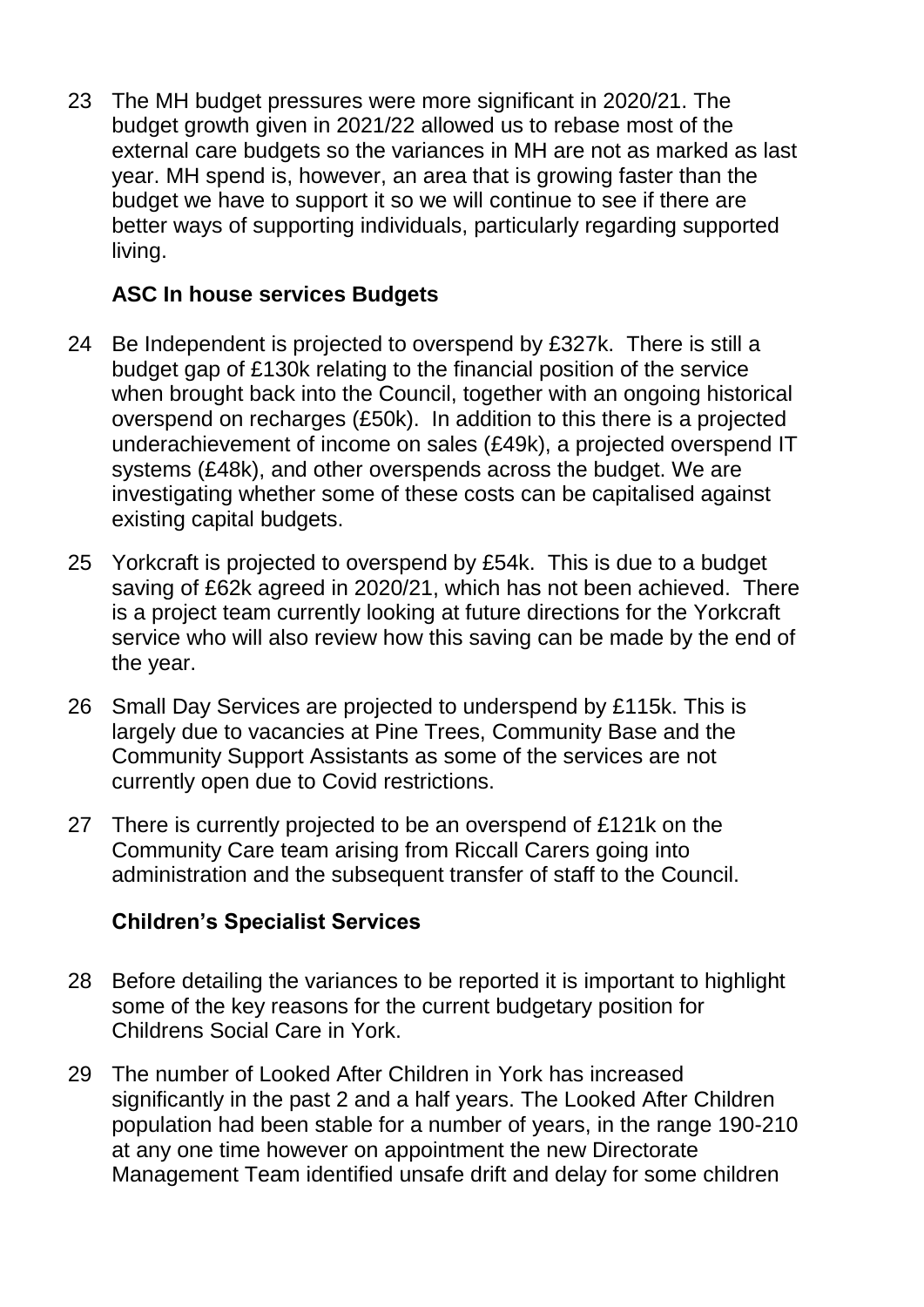23 The MH budget pressures were more significant in 2020/21. The budget growth given in 2021/22 allowed us to rebase most of the external care budgets so the variances in MH are not as marked as last year. MH spend is, however, an area that is growing faster than the budget we have to support it so we will continue to see if there are better ways of supporting individuals, particularly regarding supported living.

**ASC In house services Budgets**

24 Be Independent is projected to overspend by £327k. There is still a budget gap of £130k relating to the financial position of the service when brought back into the Council, together with an ongoing historical overspend on recharges (£50k). In addition to this there is a projected underachievement of income on sales (£49k), a projected overspend IT systems (£48k), and other overspends across the budget. We are investigating whether some of these costs can be capitalised against existing capital budgets.

25 Yorkcraft is projected to overspend by £54k. This is due to a budget saving of £62k agreed in 2020/21, which has not been achieved. There is a project team currently looking at future directions for the Yorkcraft service who will also review how this saving can be made by the end of the year.

26 Small Day Services are projected to underspend by £115k. This is largely due to vacancies at Pine Trees, Community Base and the Community Support Assistants as some of the services are not currently open due to Covid restrictions.

27 There is currently projected to be an overspend of £121k on the Community Care team arising from Riccall Carers going into administration and the subsequent transfer of staff to the Council.

**Children's Specialist Services**

28 Before detailing the variances to be reported it is important to highlight some of the key reasons for the current budgetary position for Childrens Social Care in York.

29 The number of Looked After Children in York has increased significantly in the past 2 and a half years. The Looked After Children population had been stable for a number of years, in the range 190-210 at any one time however on appointment the new Directorate Management Team identified unsafe drift and delay for some children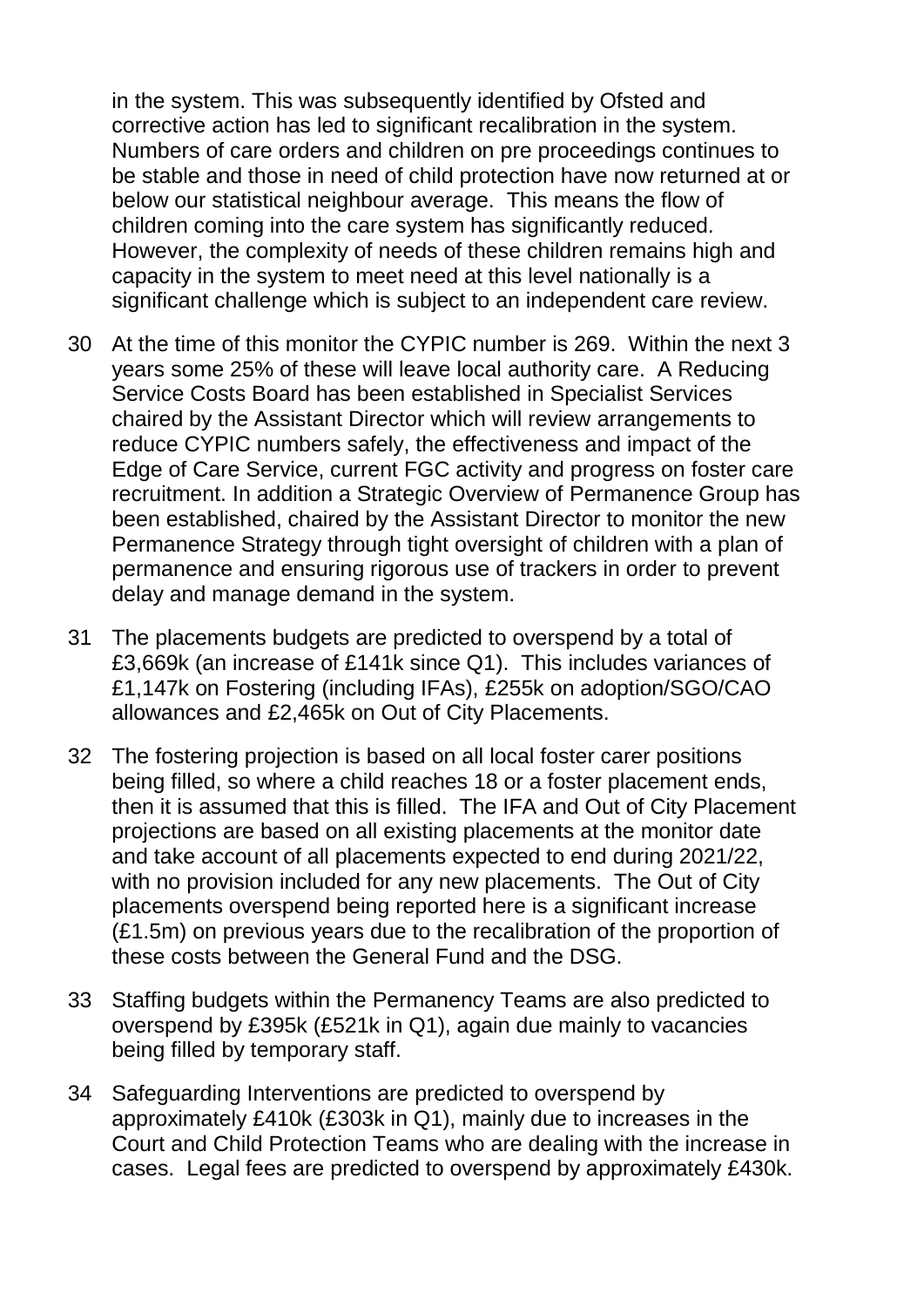in the system. This was subsequently identified by Ofsted and corrective action has led to significant recalibration in the system. Numbers of care orders and children on pre proceedings continues to be stable and those in need of child protection have now returned at or below our statistical neighbour average. This means the flow of children coming into the care system has significantly reduced. However, the complexity of needs of these children remains high and capacity in the system to meet need at this level nationally is a significant challenge which is subject to an independent care review.

30 At the time of this monitor the CYPIC number is 269. Within the next 3 years some 25% of these will leave local authority care. A Reducing Service Costs Board has been established in Specialist Services chaired by the Assistant Director which will review arrangements to reduce CYPIC numbers safely, the effectiveness and impact of the Edge of Care Service, current FGC activity and progress on foster care recruitment. In addition a Strategic Overview of Permanence Group has been established, chaired by the Assistant Director to monitor the new Permanence Strategy through tight oversight of children with a plan of permanence and ensuring rigorous use of trackers in order to prevent delay and manage demand in the system.

31 The placements budgets are predicted to overspend by a total of £3,669k (an increase of £141k since Q1). This includes variances of £1,147k on Fostering (including IFAs), £255k on adoption/SGO/CAO allowances and £2,465k on Out of City Placements.

32 The fostering projection is based on all local foster carer positions being filled, so where a child reaches 18 or a foster placement ends, then it is assumed that this is filled. The IFA and Out of City Placement projections are based on all existing placements at the monitor date and take account of all placements expected to end during 2021/22, with no provision included for any new placements. The Out of City placements overspend being reported here is a significant increase (£1.5m) on previous years due to the recalibration of the proportion of these costs between the General Fund and the DSG.

33 Staffing budgets within the Permanency Teams are also predicted to overspend by £395k (£521k in Q1), again due mainly to vacancies being filled by temporary staff.

34 Safeguarding Interventions are predicted to overspend by approximately £410k (£303k in Q1), mainly due to increases in the Court and Child Protection Teams who are dealing with the increase in cases. Legal fees are predicted to overspend by approximately £430k.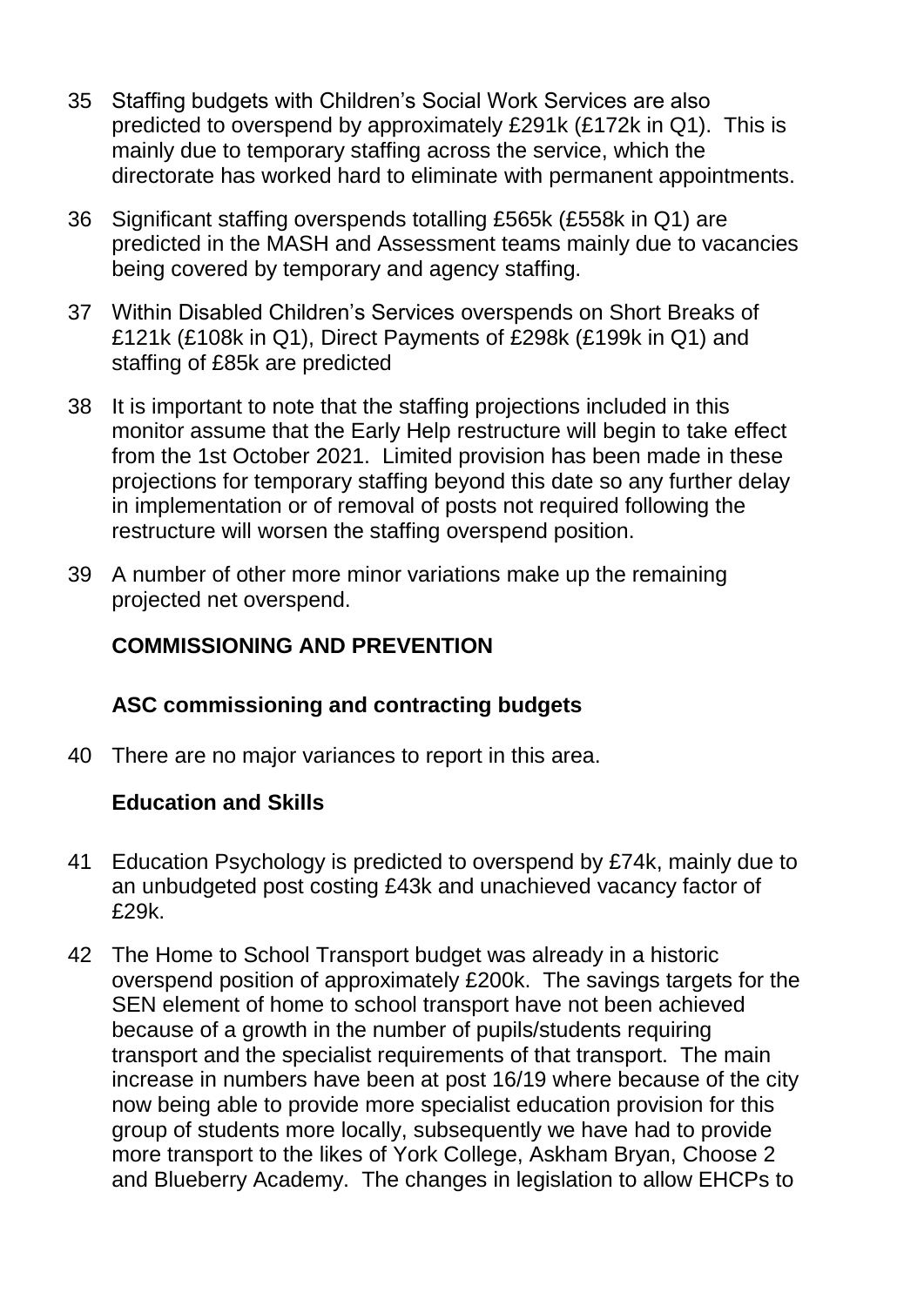35 Staffing budgets with Children's Social Work Services are also predicted to overspend by approximately £291k (£172k in Q1). This is mainly due to temporary staffing across the service, which the directorate has worked hard to eliminate with permanent appointments.

36 Significant staffing overspends totalling £565k (£558k in Q1) are predicted in the MASH and Assessment teams mainly due to vacancies being covered by temporary and agency staffing.

37 Within Disabled Children's Services overspends on Short Breaks of £121k (£108k in Q1), Direct Payments of £298k (£199k in Q1) and staffing of £85k are predicted

38 It is important to note that the staffing projections included in this monitor assume that the Early Help restructure will begin to take effect from the 1st October 2021. Limited provision has been made in these projections for temporary staffing beyond this date so any further delay in implementation or of removal of posts not required following the restructure will worsen the staffing overspend position.

39 A number of other more minor variations make up the remaining projected net overspend.

**COMMISSIONING AND PREVENTION**

**ASC commissioning and contracting budgets**

40 There are no major variances to report in this area.

**Education and Skills**

41 Education Psychology is predicted to overspend by £74k, mainly due to an unbudgeted post costing £43k and unachieved vacancy factor of £29k.

42 The Home to School Transport budget was already in a historic overspend position of approximately £200k. The savings targets for the SEN element of home to school transport have not been achieved because of a growth in the number of pupils/students requiring transport and the specialist requirements of that transport. The main increase in numbers have been at post 16/19 where because of the city now being able to provide more specialist education provision for this group of students more locally, subsequently we have had to provide more transport to the likes of York College, Askham Bryan, Choose 2 and Blueberry Academy. The changes in legislation to allow EHCPs to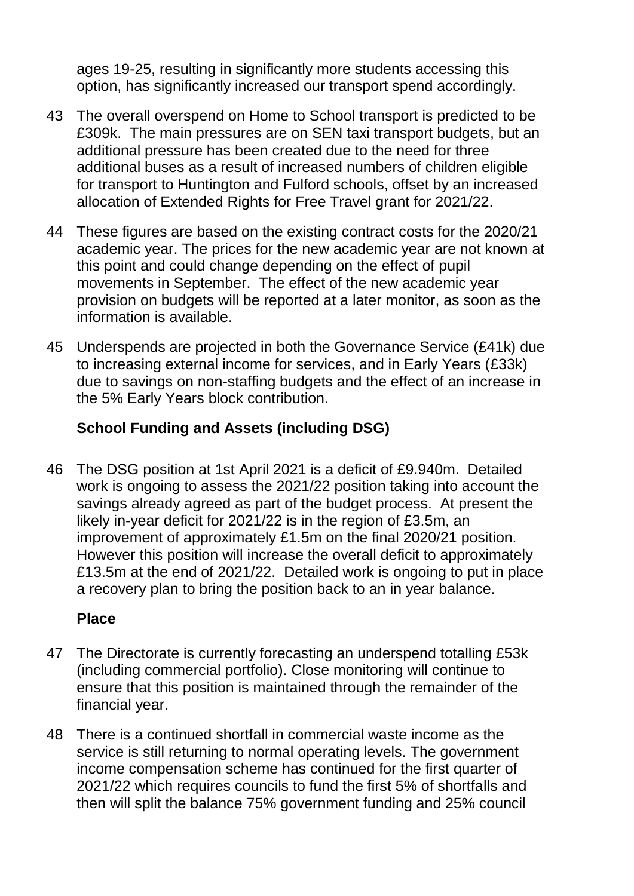ages 19-25, resulting in significantly more students accessing this option, has significantly increased our transport spend accordingly.

43 The overall overspend on Home to School transport is predicted to be £309k. The main pressures are on SEN taxi transport budgets, but an additional pressure has been created due to the need for three additional buses as a result of increased numbers of children eligible for transport to Huntington and Fulford schools, offset by an increased allocation of Extended Rights for Free Travel grant for 2021/22.

44 These figures are based on the existing contract costs for the 2020/21 academic year. The prices for the new academic year are not known at this point and could change depending on the effect of pupil movements in September. The effect of the new academic year provision on budgets will be reported at a later monitor, as soon as the information is available.

45 Underspends are projected in both the Governance Service (£41k) due to increasing external income for services, and in Early Years (£33k) due to savings on non-staffing budgets and the effect of an increase in the 5% Early Years block contribution.

**School Funding and Assets (including DSG)**

46 The DSG position at 1st April 2021 is a deficit of £9.940m. Detailed work is ongoing to assess the 2021/22 position taking into account the savings already agreed as part of the budget process. At present the likely in-year deficit for 2021/22 is in the region of £3.5m, an improvement of approximately £1.5m on the final 2020/21 position. However this position will increase the overall deficit to approximately £13.5m at the end of 2021/22. Detailed work is ongoing to put in place a recovery plan to bring the position back to an in year balance.

**Place**

47 The Directorate is currently forecasting an underspend totalling £53k (including commercial portfolio). Close monitoring will continue to ensure that this position is maintained through the remainder of the financial year.

48 There is a continued shortfall in commercial waste income as the service is still returning to normal operating levels. The government income compensation scheme has continued for the first quarter of 2021/22 which requires councils to fund the first 5% of shortfalls and then will split the balance 75% government funding and 25% council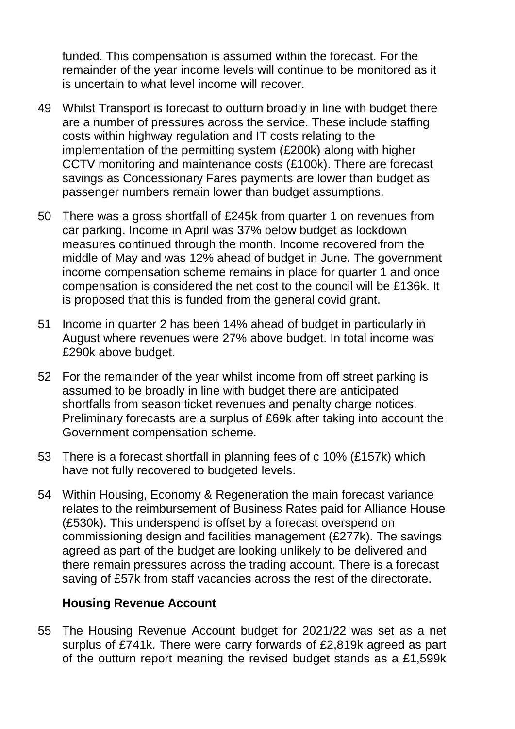funded. This compensation is assumed within the forecast. For the remainder of the year income levels will continue to be monitored as it is uncertain to what level income will recover.

49 Whilst Transport is forecast to outturn broadly in line with budget there are a number of pressures across the service. These include staffing costs within highway regulation and IT costs relating to the implementation of the permitting system (£200k) along with higher CCTV monitoring and maintenance costs (£100k). There are forecast savings as Concessionary Fares payments are lower than budget as passenger numbers remain lower than budget assumptions.

50 There was a gross shortfall of £245k from quarter 1 on revenues from car parking. Income in April was 37% below budget as lockdown measures continued through the month. Income recovered from the middle of May and was 12% ahead of budget in June. The government income compensation scheme remains in place for quarter 1 and once compensation is considered the net cost to the council will be £136k. It is proposed that this is funded from the general covid grant.

51 Income in quarter 2 has been 14% ahead of budget in particularly in August where revenues were 27% above budget. In total income was £290k above budget.

52 For the remainder of the year whilst income from off street parking is assumed to be broadly in line with budget there are anticipated shortfalls from season ticket revenues and penalty charge notices. Preliminary forecasts are a surplus of £69k after taking into account the Government compensation scheme.

53 There is a forecast shortfall in planning fees of c 10% (£157k) which have not fully recovered to budgeted levels.

54 Within Housing, Economy & Regeneration the main forecast variance relates to the reimbursement of Business Rates paid for Alliance House (£530k). This underspend is offset by a forecast overspend on commissioning design and facilities management (£277k). The savings agreed as part of the budget are looking unlikely to be delivered and there remain pressures across the trading account. There is a forecast saving of £57k from staff vacancies across the rest of the directorate.

**Housing Revenue Account**

55 The Housing Revenue Account budget for 2021/22 was set as a net surplus of £741k. There were carry forwards of £2,819k agreed as part of the outturn report meaning the revised budget stands as a £1,599k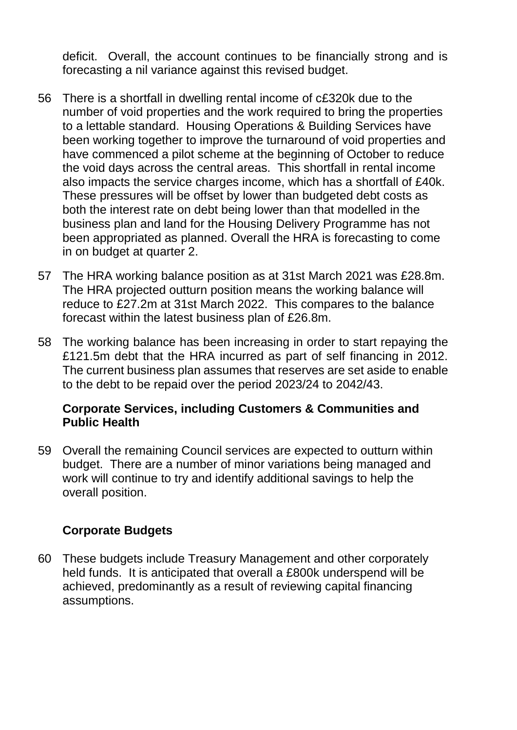deficit. Overall, the account continues to be financially strong and is forecasting a nil variance against this revised budget.

56 There is a shortfall in dwelling rental income of c£320k due to the number of void properties and the work required to bring the properties to a lettable standard. Housing Operations & Building Services have been working together to improve the turnaround of void properties and have commenced a pilot scheme at the beginning of October to reduce the void days across the central areas. This shortfall in rental income also impacts the service charges income, which has a shortfall of £40k. These pressures will be offset by lower than budgeted debt costs as both the interest rate on debt being lower than that modelled in the business plan and land for the Housing Delivery Programme has not been appropriated as planned. Overall the HRA is forecasting to come in on budget at quarter 2.

57 The HRA working balance position as at 31st March 2021 was £28.8m. The HRA projected outturn position means the working balance will reduce to £27.2m at 31st March 2022. This compares to the balance forecast within the latest business plan of £26.8m.

58 The working balance has been increasing in order to start repaying the £121.5m debt that the HRA incurred as part of self financing in 2012. The current business plan assumes that reserves are set aside to enable to the debt to be repaid over the period 2023/24 to 2042/43.

**Corporate Services, including Customers & Communities and Public Health**

59 Overall the remaining Council services are expected to outturn within budget. There are a number of minor variations being managed and work will continue to try and identify additional savings to help the overall position.

**Corporate Budgets**

60 These budgets include Treasury Management and other corporately held funds. It is anticipated that overall a £800k underspend will be achieved, predominantly as a result of reviewing capital financing assumptions.